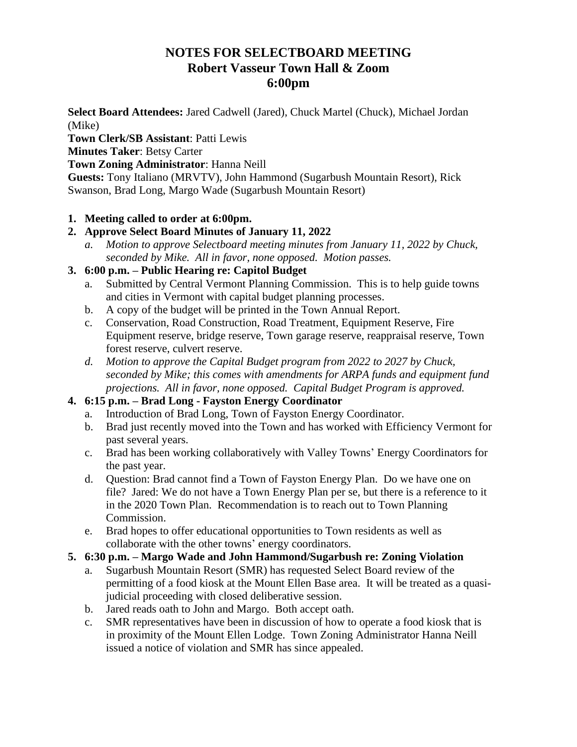# NOTES FOR SELECTBOARD MEETING
## Robert Vasseur Town Hall & Zoom
## 6:00pm

**Select Board Attendees:** Jared Cadwell (Jared), Chuck Martel (Chuck), Michael Jordan (Mike)
**Town Clerk/SB Assistant**: Patti Lewis
**Minutes Taker**: Betsy Carter
**Town Zoning Administrator**: Hanna Neill
**Guests:** Tony Italiano (MRVTV), John Hammond (Sugarbush Mountain Resort), Rick Swanson, Brad Long, Margo Wade (Sugarbush Mountain Resort)

1. **Meeting called to order at 6:00pm.**
2. **Approve Select Board Minutes of January 11, 2022**
   a. *Motion to approve Selectboard meeting minutes from January 11, 2022 by Chuck, seconded by Mike. All in favor, none opposed. Motion passes.*
3. **6:00 p.m. – Public Hearing re: Capitol Budget**
   a. Submitted by Central Vermont Planning Commission. This is to help guide towns and cities in Vermont with capital budget planning processes.
   b. A copy of the budget will be printed in the Town Annual Report.
   c. Conservation, Road Construction, Road Treatment, Equipment Reserve, Fire Equipment reserve, bridge reserve, Town garage reserve, reappraisal reserve, Town forest reserve, culvert reserve.
   d. *Motion to approve the Capital Budget program from 2022 to 2027 by Chuck, seconded by Mike; this comes with amendments for ARPA funds and equipment fund projections. All in favor, none opposed. Capital Budget Program is approved.*
4. **6:15 p.m. – Brad Long - Fayston Energy Coordinator**
   a. Introduction of Brad Long, Town of Fayston Energy Coordinator.
   b. Brad just recently moved into the Town and has worked with Efficiency Vermont for past several years.
   c. Brad has been working collaboratively with Valley Towns' Energy Coordinators for the past year.
   d. Question: Brad cannot find a Town of Fayston Energy Plan. Do we have one on file? Jared: We do not have a Town Energy Plan per se, but there is a reference to it in the 2020 Town Plan. Recommendation is to reach out to Town Planning Commission.
   e. Brad hopes to offer educational opportunities to Town residents as well as collaborate with the other towns' energy coordinators.
5. **6:30 p.m. – Margo Wade and John Hammond/Sugarbush re: Zoning Violation**
   a. Sugarbush Mountain Resort (SMR) has requested Select Board review of the permitting of a food kiosk at the Mount Ellen Base area. It will be treated as a quasi-judicial proceeding with closed deliberative session.
   b. Jared reads oath to John and Margo. Both accept oath.
   c. SMR representatives have been in discussion of how to operate a food kiosk that is in proximity of the Mount Ellen Lodge. Town Zoning Administrator Hanna Neill issued a notice of violation and SMR has since appealed.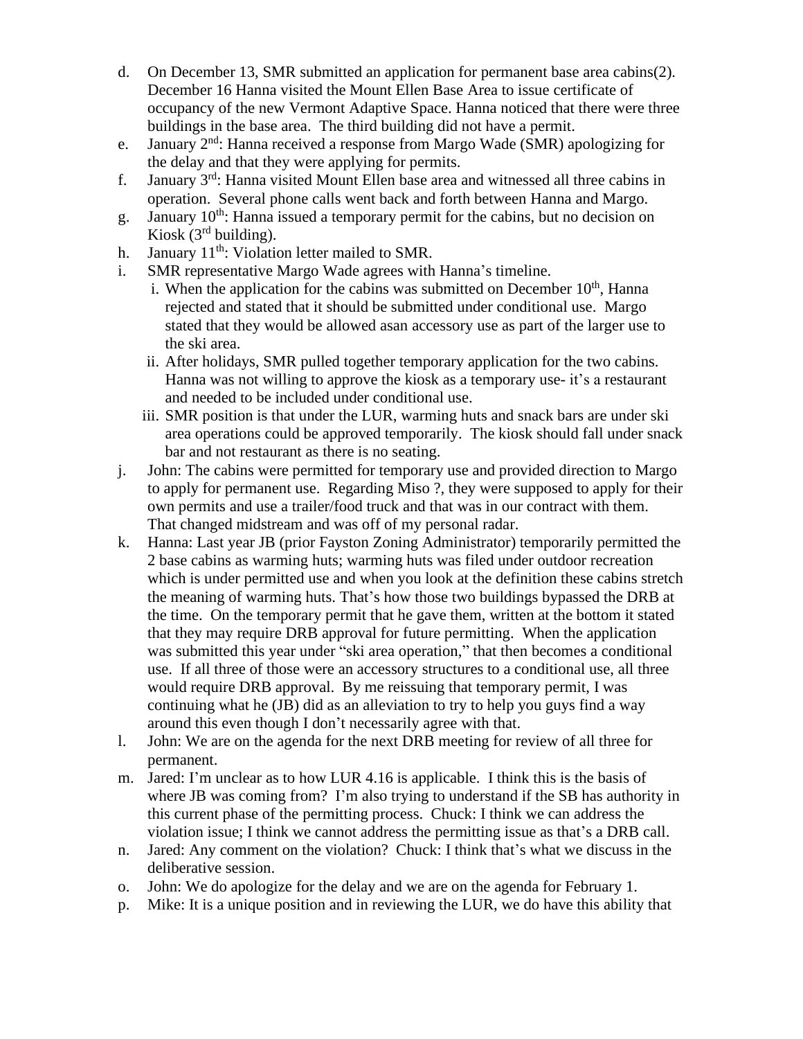d. On December 13, SMR submitted an application for permanent base area cabins(2). December 16 Hanna visited the Mount Ellen Base Area to issue certificate of occupancy of the new Vermont Adaptive Space. Hanna noticed that there were three buildings in the base area. The third building did not have a permit.

e. January 2nd: Hanna received a response from Margo Wade (SMR) apologizing for the delay and that they were applying for permits.

f. January 3rd: Hanna visited Mount Ellen base area and witnessed all three cabins in operation. Several phone calls went back and forth between Hanna and Margo.

g. January 10th: Hanna issued a temporary permit for the cabins, but no decision on Kiosk (3rd building).

h. January 11th: Violation letter mailed to SMR.

i. SMR representative Margo Wade agrees with Hanna's timeline.

   i. When the application for the cabins was submitted on December 10th, Hanna rejected and stated that it should be submitted under conditional use. Margo stated that they would be allowed asan accessory use as part of the larger use to the ski area.

   ii. After holidays, SMR pulled together temporary application for the two cabins. Hanna was not willing to approve the kiosk as a temporary use- it's a restaurant and needed to be included under conditional use.

   iii. SMR position is that under the LUR, warming huts and snack bars are under ski area operations could be approved temporarily. The kiosk should fall under snack bar and not restaurant as there is no seating.

j. John: The cabins were permitted for temporary use and provided direction to Margo to apply for permanent use. Regarding Miso ?, they were supposed to apply for their own permits and use a trailer/food truck and that was in our contract with them. That changed midstream and was off of my personal radar.

k. Hanna: Last year JB (prior Fayston Zoning Administrator) temporarily permitted the 2 base cabins as warming huts; warming huts was filed under outdoor recreation which is under permitted use and when you look at the definition these cabins stretch the meaning of warming huts. That's how those two buildings bypassed the DRB at the time. On the temporary permit that he gave them, written at the bottom it stated that they may require DRB approval for future permitting. When the application was submitted this year under "ski area operation," that then becomes a conditional use. If all three of those were an accessory structures to a conditional use, all three would require DRB approval. By me reissuing that temporary permit, I was continuing what he (JB) did as an alleviation to try to help you guys find a way around this even though I don't necessarily agree with that.

l. John: We are on the agenda for the next DRB meeting for review of all three for permanent.

m. Jared: I'm unclear as to how LUR 4.16 is applicable. I think this is the basis of where JB was coming from? I'm also trying to understand if the SB has authority in this current phase of the permitting process. Chuck: I think we can address the violation issue; I think we cannot address the permitting issue as that's a DRB call.

n. Jared: Any comment on the violation? Chuck: I think that's what we discuss in the deliberative session.

o. John: We do apologize for the delay and we are on the agenda for February 1.

p. Mike: It is a unique position and in reviewing the LUR, we do have this ability that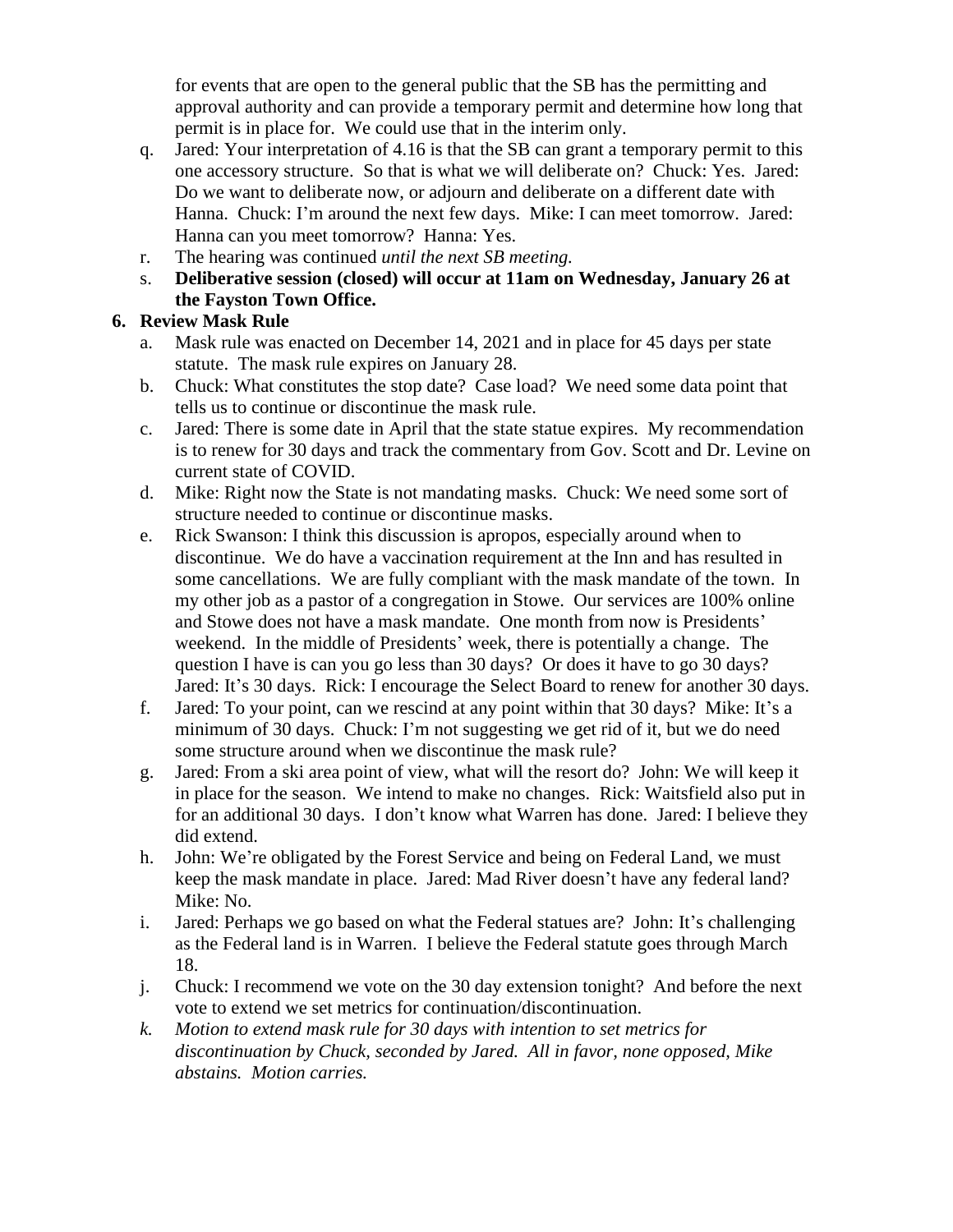for events that are open to the general public that the SB has the permitting and approval authority and can provide a temporary permit and determine how long that permit is in place for. We could use that in the interim only.

q. Jared: Your interpretation of 4.16 is that the SB can grant a temporary permit to this one accessory structure. So that is what we will deliberate on? Chuck: Yes. Jared: Do we want to deliberate now, or adjourn and deliberate on a different date with Hanna. Chuck: I'm around the next few days. Mike: I can meet tomorrow. Jared: Hanna can you meet tomorrow? Hanna: Yes.

r. The hearing was continued *until the next SB meeting.*

s. **Deliberative session (closed) will occur at 11am on Wednesday, January 26 at the Fayston Town Office.**

**6. Review Mask Rule**

a. Mask rule was enacted on December 14, 2021 and in place for 45 days per state statute. The mask rule expires on January 28.

b. Chuck: What constitutes the stop date? Case load? We need some data point that tells us to continue or discontinue the mask rule.

c. Jared: There is some date in April that the state statue expires. My recommendation is to renew for 30 days and track the commentary from Gov. Scott and Dr. Levine on current state of COVID.

d. Mike: Right now the State is not mandating masks. Chuck: We need some sort of structure needed to continue or discontinue masks.

e. Rick Swanson: I think this discussion is apropos, especially around when to discontinue. We do have a vaccination requirement at the Inn and has resulted in some cancellations. We are fully compliant with the mask mandate of the town. In my other job as a pastor of a congregation in Stowe. Our services are 100% online and Stowe does not have a mask mandate. One month from now is Presidents' weekend. In the middle of Presidents' week, there is potentially a change. The question I have is can you go less than 30 days? Or does it have to go 30 days? Jared: It's 30 days. Rick: I encourage the Select Board to renew for another 30 days.

f. Jared: To your point, can we rescind at any point within that 30 days? Mike: It's a minimum of 30 days. Chuck: I'm not suggesting we get rid of it, but we do need some structure around when we discontinue the mask rule?

g. Jared: From a ski area point of view, what will the resort do? John: We will keep it in place for the season. We intend to make no changes. Rick: Waitsfield also put in for an additional 30 days. I don't know what Warren has done. Jared: I believe they did extend.

h. John: We're obligated by the Forest Service and being on Federal Land, we must keep the mask mandate in place. Jared: Mad River doesn't have any federal land? Mike: No.

i. Jared: Perhaps we go based on what the Federal statues are? John: It's challenging as the Federal land is in Warren. I believe the Federal statute goes through March 18.

j. Chuck: I recommend we vote on the 30 day extension tonight? And before the next vote to extend we set metrics for continuation/discontinuation.

k. *Motion to extend mask rule for 30 days with intention to set metrics for discontinuation by Chuck, seconded by Jared. All in favor, none opposed, Mike abstains. Motion carries.*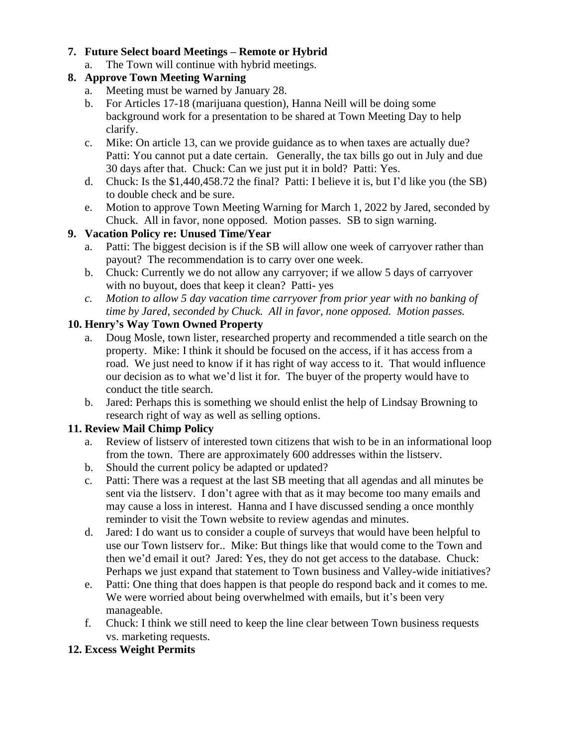7. **Future Select board Meetings – Remote or Hybrid**
    a. The Town will continue with hybrid meetings.
8. **Approve Town Meeting Warning**
    a. Meeting must be warned by January 28.
    b. For Articles 17-18 (marijuana question), Hanna Neill will be doing some background work for a presentation to be shared at Town Meeting Day to help clarify.
    c. Mike: On article 13, can we provide guidance as to when taxes are actually due? Patti: You cannot put a date certain. Generally, the tax bills go out in July and due 30 days after that. Chuck: Can we just put it in bold? Patti: Yes.
    d. Chuck: Is the $1,440,458.72 the final? Patti: I believe it is, but I'd like you (the SB) to double check and be sure.
    e. Motion to approve Town Meeting Warning for March 1, 2022 by Jared, seconded by Chuck. All in favor, none opposed. Motion passes. SB to sign warning.
9. **Vacation Policy re: Unused Time/Year**
    a. Patti: The biggest decision is if the SB will allow one week of carryover rather than payout? The recommendation is to carry over one week.
    b. Chuck: Currently we do not allow any carryover; if we allow 5 days of carryover with no buyout, does that keep it clean? Patti- yes
    c. *Motion to allow 5 day vacation time carryover from prior year with no banking of time by Jared, seconded by Chuck. All in favor, none opposed. Motion passes.*
10. **Henry's Way Town Owned Property**
    a. Doug Mosle, town lister, researched property and recommended a title search on the property. Mike: I think it should be focused on the access, if it has access from a road. We just need to know if it has right of way access to it. That would influence our decision as to what we'd list it for. The buyer of the property would have to conduct the title search.
    b. Jared: Perhaps this is something we should enlist the help of Lindsay Browning to research right of way as well as selling options.
11. **Review Mail Chimp Policy**
    a. Review of listserv of interested town citizens that wish to be in an informational loop from the town. There are approximately 600 addresses within the listserv.
    b. Should the current policy be adapted or updated?
    c. Patti: There was a request at the last SB meeting that all agendas and all minutes be sent via the listserv. I don't agree with that as it may become too many emails and may cause a loss in interest. Hanna and I have discussed sending a once monthly reminder to visit the Town website to review agendas and minutes.
    d. Jared: I do want us to consider a couple of surveys that would have been helpful to use our Town listserv for.. Mike: But things like that would come to the Town and then we'd email it out? Jared: Yes, they do not get access to the database. Chuck: Perhaps we just expand that statement to Town business and Valley-wide initiatives?
    e. Patti: One thing that does happen is that people do respond back and it comes to me. We were worried about being overwhelmed with emails, but it's been very manageable.
    f. Chuck: I think we still need to keep the line clear between Town business requests vs. marketing requests.
12. **Excess Weight Permits**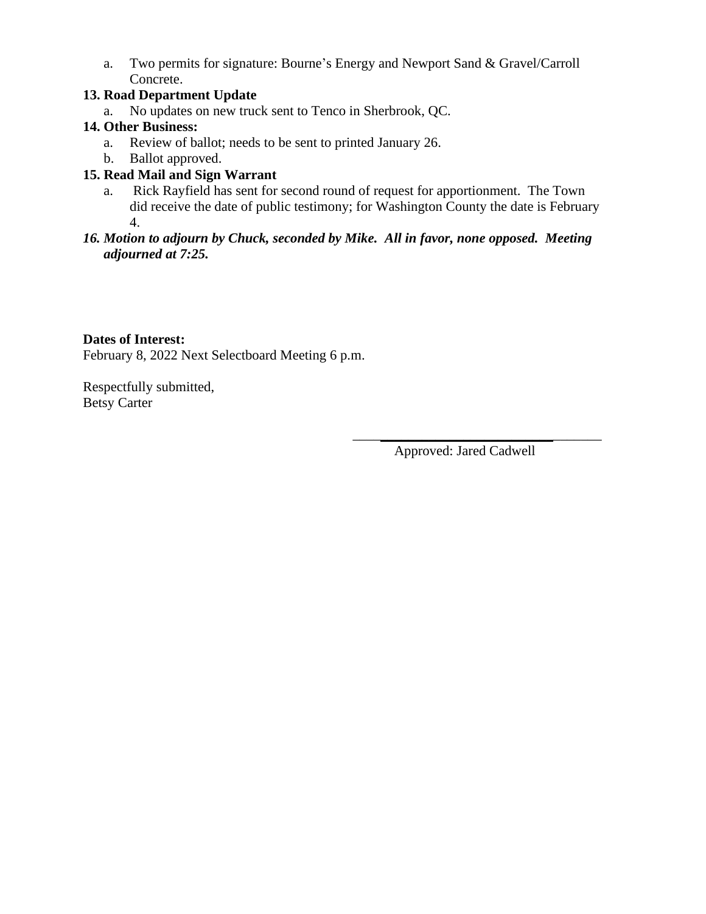a. Two permits for signature: Bourne's Energy and Newport Sand & Gravel/Carroll Concrete.

**13. Road Department Update**

a. No updates on new truck sent to Tenco in Sherbrook, QC.

**14. Other Business:**

a. Review of ballot; needs to be sent to printed January 26.

b. Ballot approved.

**15. Read Mail and Sign Warrant**

a. Rick Rayfield has sent for second round of request for apportionment. The Town did receive the date of public testimony; for Washington County the date is February 4.

***16. Motion to adjourn by Chuck, seconded by Mike. All in favor, none opposed. Meeting adjourned at 7:25.***

**Dates of Interest:**
February 8, 2022 Next Selectboard Meeting 6 p.m.

Respectfully submitted,
Betsy Carter

___________________________________
Approved: Jared Cadwell